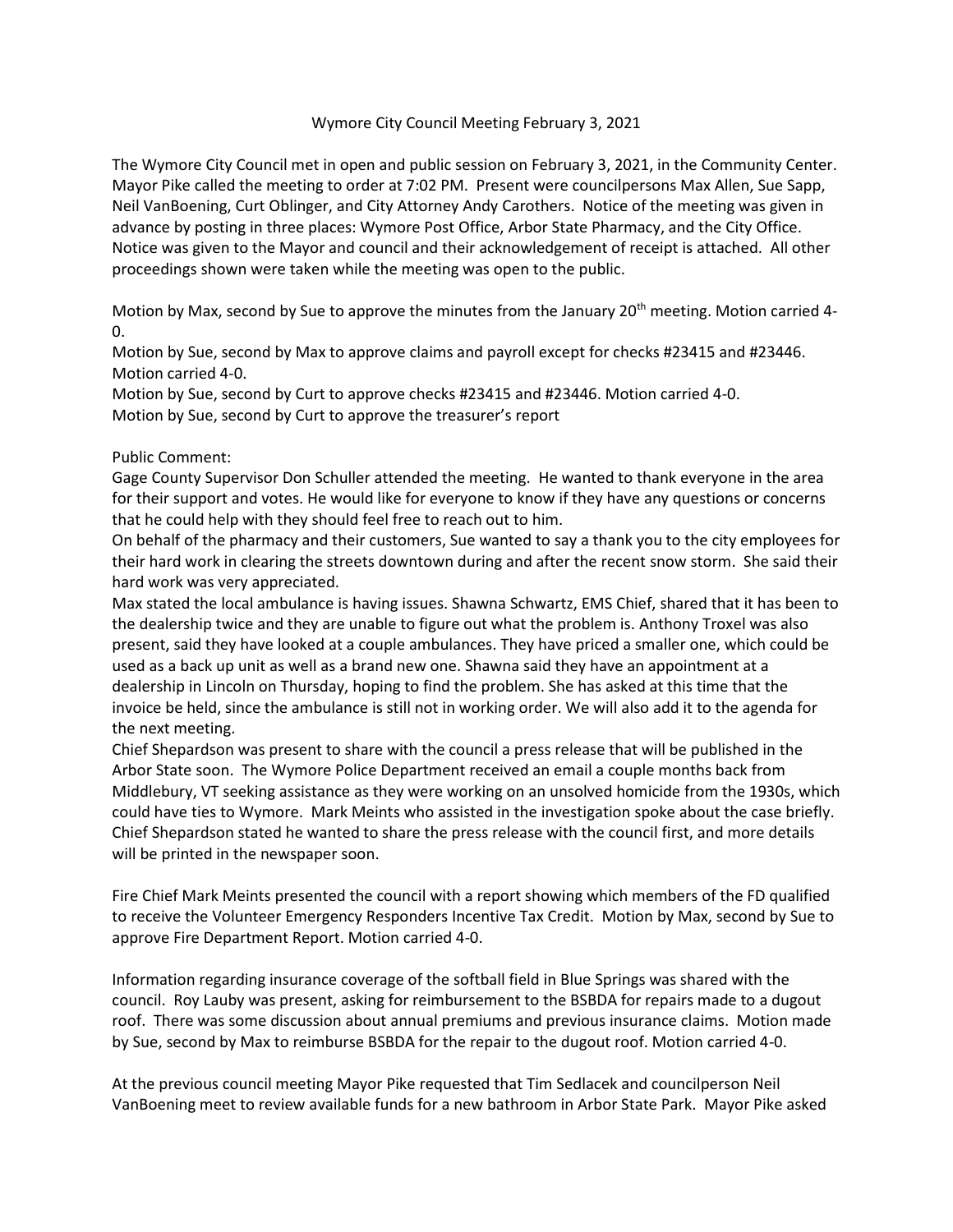# Wymore City Council Meeting February 3, 2021

The Wymore City Council met in open and public session on February 3, 2021, in the Community Center. Mayor Pike called the meeting to order at 7:02 PM. Present were councilpersons Max Allen, Sue Sapp, Neil VanBoening, Curt Oblinger, and City Attorney Andy Carothers. Notice of the meeting was given in advance by posting in three places: Wymore Post Office, Arbor State Pharmacy, and the City Office. Notice was given to the Mayor and council and their acknowledgement of receipt is attached. All other proceedings shown were taken while the meeting was open to the public.

Motion by Max, second by Sue to approve the minutes from the January 20th meeting. Motion carried 4-0.

Motion by Sue, second by Max to approve claims and payroll except for checks #23415 and #23446. Motion carried 4-0.

Motion by Sue, second by Curt to approve checks #23415 and #23446. Motion carried 4-0.

Motion by Sue, second by Curt to approve the treasurer's report

Public Comment:

Gage County Supervisor Don Schuller attended the meeting. He wanted to thank everyone in the area for their support and votes. He would like for everyone to know if they have any questions or concerns that he could help with they should feel free to reach out to him.

On behalf of the pharmacy and their customers, Sue wanted to say a thank you to the city employees for their hard work in clearing the streets downtown during and after the recent snow storm. She said their hard work was very appreciated.

Max stated the local ambulance is having issues. Shawna Schwartz, EMS Chief, shared that it has been to the dealership twice and they are unable to figure out what the problem is. Anthony Troxel was also present, said they have looked at a couple ambulances. They have priced a smaller one, which could be used as a back up unit as well as a brand new one. Shawna said they have an appointment at a dealership in Lincoln on Thursday, hoping to find the problem. She has asked at this time that the invoice be held, since the ambulance is still not in working order. We will also add it to the agenda for the next meeting.

Chief Shepardson was present to share with the council a press release that will be published in the Arbor State soon. The Wymore Police Department received an email a couple months back from Middlebury, VT seeking assistance as they were working on an unsolved homicide from the 1930s, which could have ties to Wymore. Mark Meints who assisted in the investigation spoke about the case briefly. Chief Shepardson stated he wanted to share the press release with the council first, and more details will be printed in the newspaper soon.

Fire Chief Mark Meints presented the council with a report showing which members of the FD qualified to receive the Volunteer Emergency Responders Incentive Tax Credit. Motion by Max, second by Sue to approve Fire Department Report. Motion carried 4-0.

Information regarding insurance coverage of the softball field in Blue Springs was shared with the council. Roy Lauby was present, asking for reimbursement to the BSBDA for repairs made to a dugout roof. There was some discussion about annual premiums and previous insurance claims. Motion made by Sue, second by Max to reimburse BSBDA for the repair to the dugout roof. Motion carried 4-0.

At the previous council meeting Mayor Pike requested that Tim Sedlacek and councilperson Neil VanBoening meet to review available funds for a new bathroom in Arbor State Park. Mayor Pike asked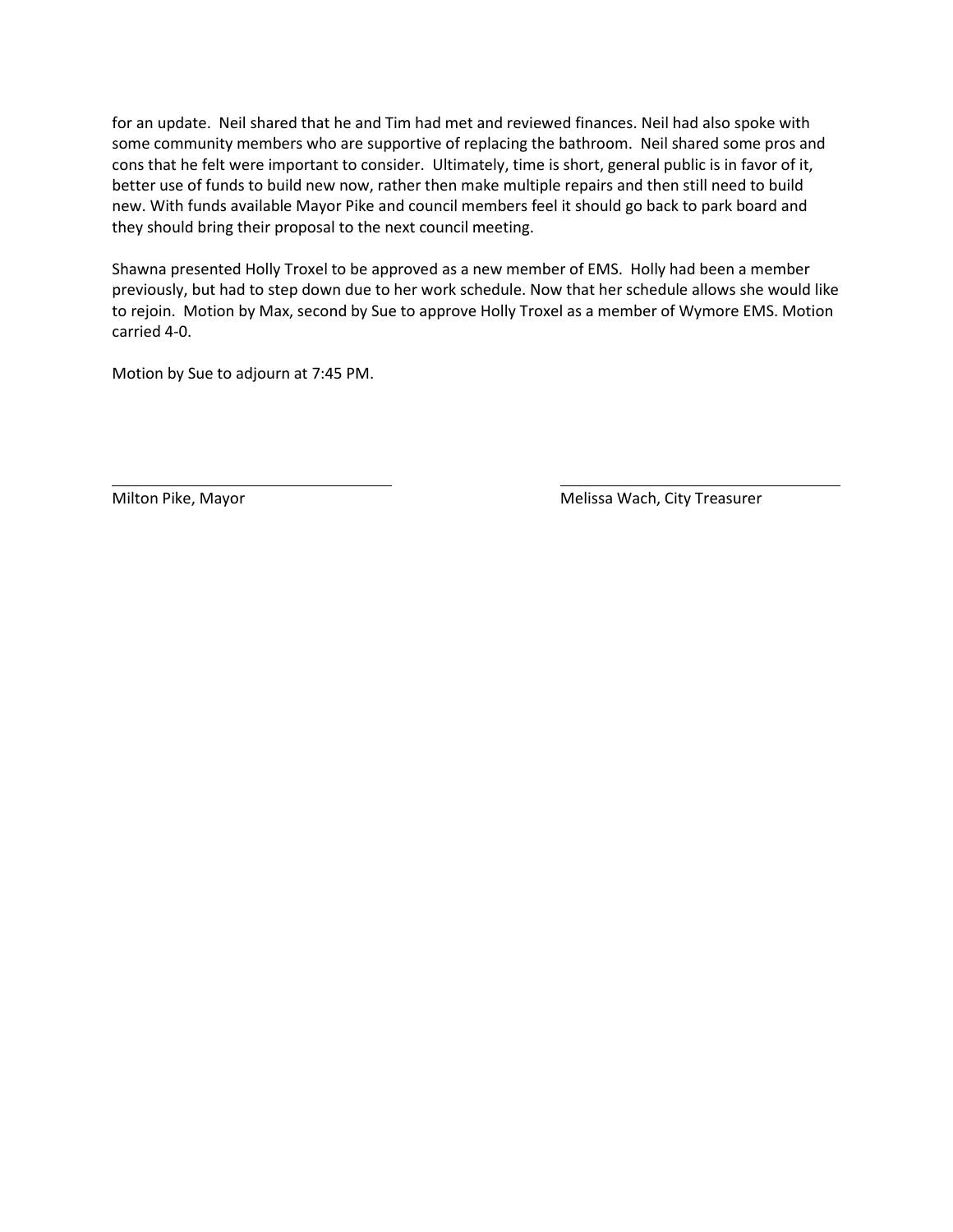for an update. Neil shared that he and Tim had met and reviewed finances. Neil had also spoke with some community members who are supportive of replacing the bathroom. Neil shared some pros and cons that he felt were important to consider. Ultimately, time is short, general public is in favor of it, better use of funds to build new now, rather then make multiple repairs and then still need to build new. With funds available Mayor Pike and council members feel it should go back to park board and they should bring their proposal to the next council meeting.

Shawna presented Holly Troxel to be approved as a new member of EMS. Holly had been a member previously, but had to step down due to her work schedule. Now that her schedule allows she would like to rejoin. Motion by Max, second by Sue to approve Holly Troxel as a member of Wymore EMS. Motion carried 4-0.

Motion by Sue to adjourn at 7:45 PM.

\_\_\_\_\_\_\_\_\_\_\_\_\_\_\_\_\_\_\_\_\_\_\_\_\_\_\_\_\_\_
Milton Pike, Mayor

\_\_\_\_\_\_\_\_\_\_\_\_\_\_\_\_\_\_\_\_\_\_\_\_\_\_\_\_\_\_
Melissa Wach, City Treasurer